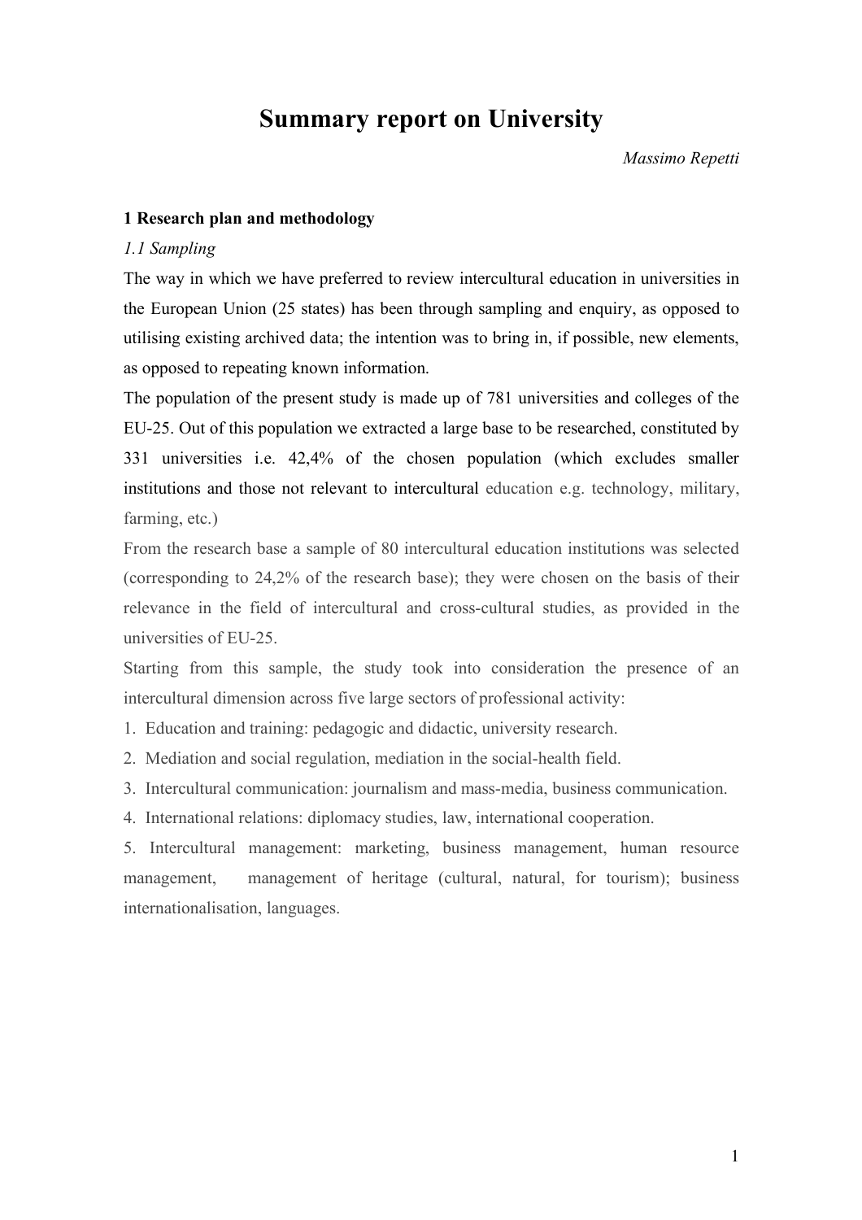# Summary report on University

*Massimo Repetti*

## 1 Research plan and methodology

### *1.1 Sampling*

The way in which we have preferred to review intercultural education in universities in the European Union (25 states) has been through sampling and enquiry, as opposed to utilising existing archived data; the intention was to bring in, if possible, new elements, as opposed to repeating known information.

The population of the present study is made up of 781 universities and colleges of the EU-25. Out of this population we extracted a large base to be researched, constituted by 331 universities i.e. 42,4% of the chosen population (which excludes smaller institutions and those not relevant to intercultural education e.g. technology, military, farming, etc.)

From the research base a sample of 80 intercultural education institutions was selected (corresponding to 24,2% of the research base); they were chosen on the basis of their relevance in the field of intercultural and cross-cultural studies, as provided in the universities of EU-25.

Starting from this sample, the study took into consideration the presence of an intercultural dimension across five large sectors of professional activity:

1. Education and training: pedagogic and didactic, university research.
2. Mediation and social regulation, mediation in the social-health field.
3. Intercultural communication: journalism and mass-media, business communication.
4. International relations: diplomacy studies, law, international cooperation.
5. Intercultural management: marketing, business management, human resource management, management of heritage (cultural, natural, for tourism); business internationalisation, languages.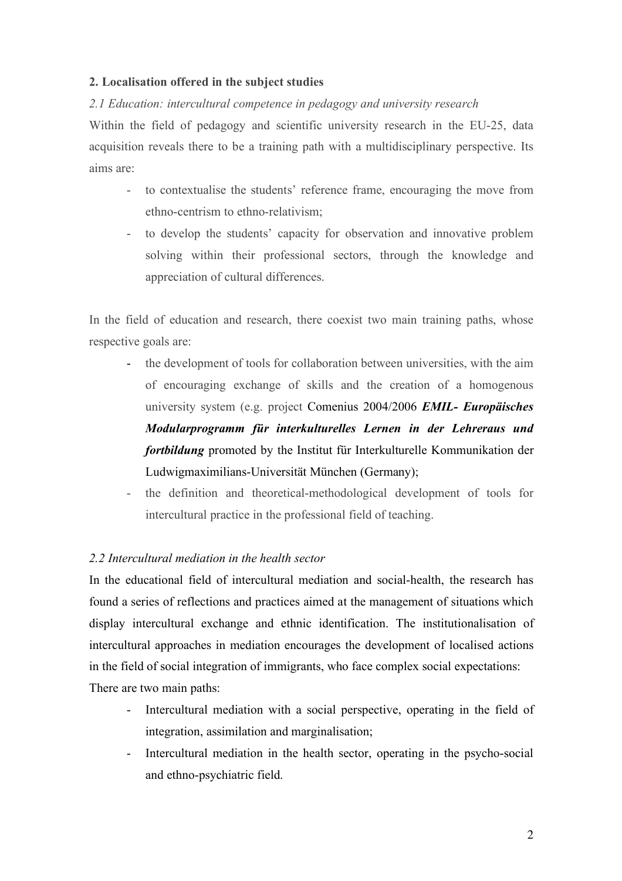## 2. Localisation offered in the subject studies

### *2.1 Education: intercultural competence in pedagogy and university research*

Within the field of pedagogy and scientific university research in the EU-25, data acquisition reveals there to be a training path with a multidisciplinary perspective. Its aims are:

- to contextualise the students' reference frame, encouraging the move from ethno-centrism to ethno-relativism;
- to develop the students' capacity for observation and innovative problem solving within their professional sectors, through the knowledge and appreciation of cultural differences.

In the field of education and research, there coexist two main training paths, whose respective goals are:

- the development of tools for collaboration between universities, with the aim of encouraging exchange of skills and the creation of a homogenous university system (e.g. project Comenius 2004/2006 ***EMIL- Europäisches Modularprogramm für interkulturelles Lernen in der Lehreraus und fortbildung*** promoted by the Institut für Interkulturelle Kommunikation der Ludwigmaximilians-Universität München (Germany);
- the definition and theoretical-methodological development of tools for intercultural practice in the professional field of teaching.

### *2.2 Intercultural mediation in the health sector*

In the educational field of intercultural mediation and social-health, the research has found a series of reflections and practices aimed at the management of situations which display intercultural exchange and ethnic identification. The institutionalisation of intercultural approaches in mediation encourages the development of localised actions in the field of social integration of immigrants, who face complex social expectations:

There are two main paths:

- Intercultural mediation with a social perspective, operating in the field of integration, assimilation and marginalisation;
- Intercultural mediation in the health sector, operating in the psycho-social and ethno-psychiatric field.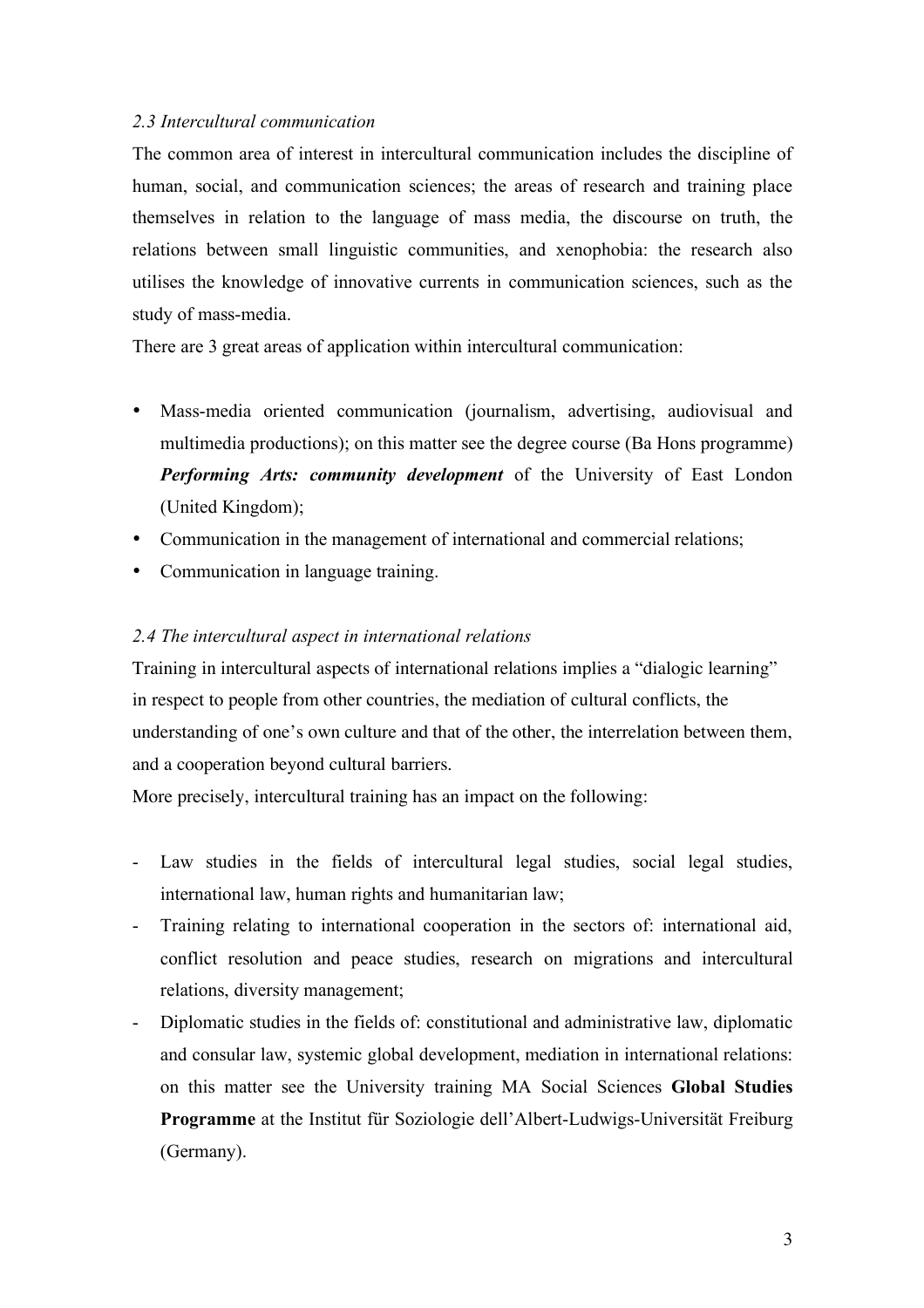### *2.3 Intercultural communication*

The common area of interest in intercultural communication includes the discipline of human, social, and communication sciences; the areas of research and training place themselves in relation to the language of mass media, the discourse on truth, the relations between small linguistic communities, and xenophobia: the research also utilises the knowledge of innovative currents in communication sciences, such as the study of mass-media.

There are 3 great areas of application within intercultural communication:

- Mass-media oriented communication (journalism, advertising, audiovisual and multimedia productions); on this matter see the degree course (Ba Hons programme) ***Performing Arts: community development*** of the University of East London (United Kingdom);
- Communication in the management of international and commercial relations;
- Communication in language training.

### *2.4 The intercultural aspect in international relations*

Training in intercultural aspects of international relations implies a "dialogic learning" in respect to people from other countries, the mediation of cultural conflicts, the understanding of one's own culture and that of the other, the interrelation between them, and a cooperation beyond cultural barriers.

More precisely, intercultural training has an impact on the following:

- Law studies in the fields of intercultural legal studies, social legal studies, international law, human rights and humanitarian law;
- Training relating to international cooperation in the sectors of: international aid, conflict resolution and peace studies, research on migrations and intercultural relations, diversity management;
- Diplomatic studies in the fields of: constitutional and administrative law, diplomatic and consular law, systemic global development, mediation in international relations: on this matter see the University training MA Social Sciences **Global Studies Programme** at the Institut für Soziologie dell'Albert-Ludwigs-Universität Freiburg (Germany).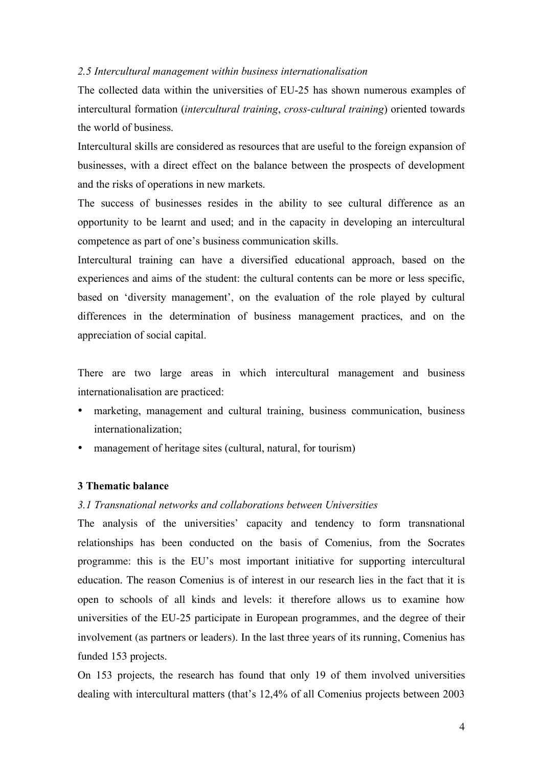*2.5 Intercultural management within business internationalisation*

The collected data within the universities of EU-25 has shown numerous examples of intercultural formation (*intercultural training*, *cross-cultural training*) oriented towards the world of business.

Intercultural skills are considered as resources that are useful to the foreign expansion of businesses, with a direct effect on the balance between the prospects of development and the risks of operations in new markets.

The success of businesses resides in the ability to see cultural difference as an opportunity to be learnt and used; and in the capacity in developing an intercultural competence as part of one's business communication skills.

Intercultural training can have a diversified educational approach, based on the experiences and aims of the student: the cultural contents can be more or less specific, based on 'diversity management', on the evaluation of the role played by cultural differences in the determination of business management practices, and on the appreciation of social capital.

There are two large areas in which intercultural management and business internationalisation are practiced:

- marketing, management and cultural training, business communication, business internationalization;
- management of heritage sites (cultural, natural, for tourism)

## 3 Thematic balance

*3.1 Transnational networks and collaborations between Universities*

The analysis of the universities' capacity and tendency to form transnational relationships has been conducted on the basis of Comenius, from the Socrates programme: this is the EU's most important initiative for supporting intercultural education. The reason Comenius is of interest in our research lies in the fact that it is open to schools of all kinds and levels: it therefore allows us to examine how universities of the EU-25 participate in European programmes, and the degree of their involvement (as partners or leaders). In the last three years of its running, Comenius has funded 153 projects.

On 153 projects, the research has found that only 19 of them involved universities dealing with intercultural matters (that's 12,4% of all Comenius projects between 2003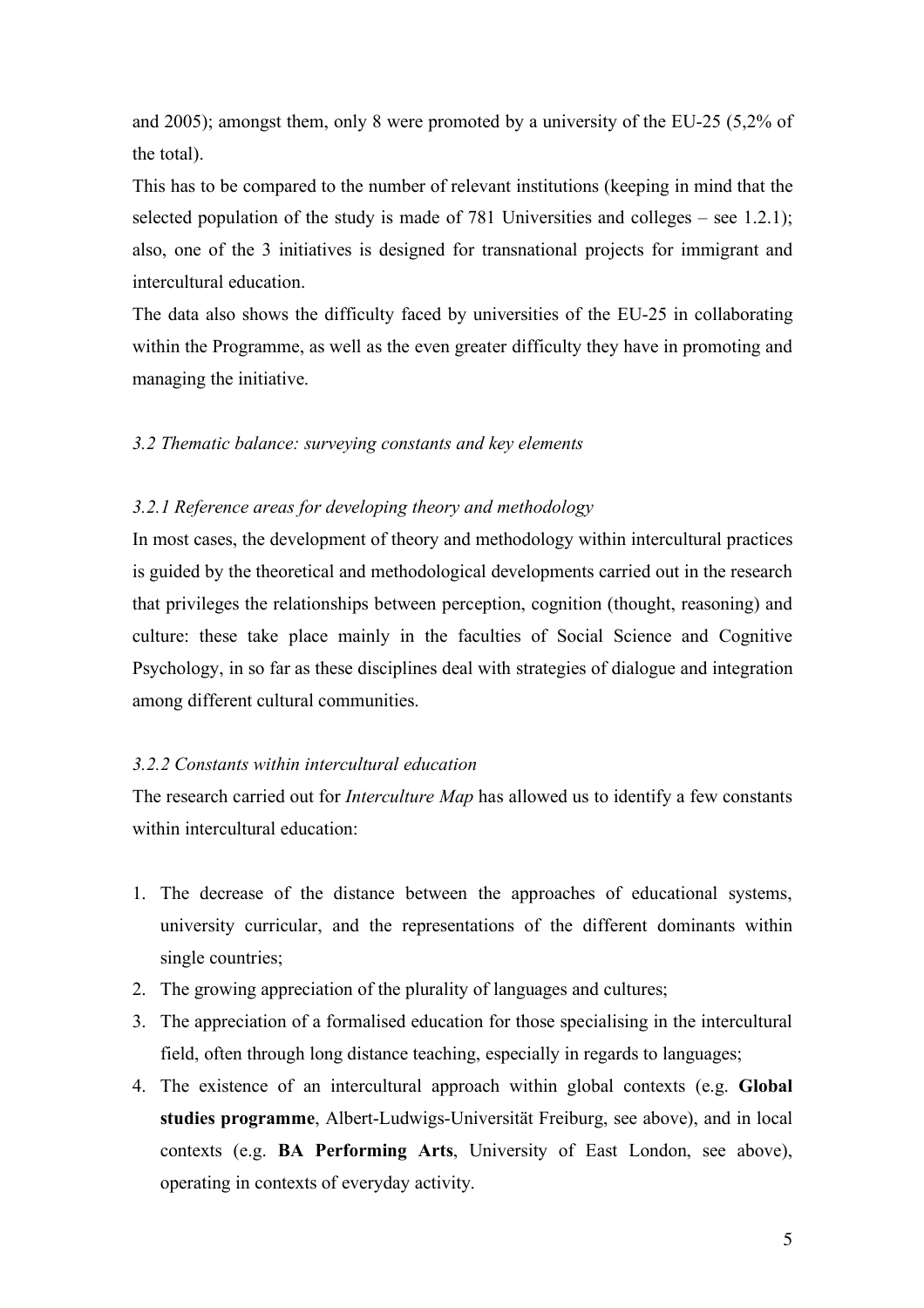and 2005); amongst them, only 8 were promoted by a university of the EU-25 (5,2% of the total).

This has to be compared to the number of relevant institutions (keeping in mind that the selected population of the study is made of 781 Universities and colleges – see 1.2.1); also, one of the 3 initiatives is designed for transnational projects for immigrant and intercultural education.

The data also shows the difficulty faced by universities of the EU-25 in collaborating within the Programme, as well as the even greater difficulty they have in promoting and managing the initiative.

### *3.2 Thematic balance: surveying constants and key elements*

#### *3.2.1 Reference areas for developing theory and methodology*

In most cases, the development of theory and methodology within intercultural practices is guided by the theoretical and methodological developments carried out in the research that privileges the relationships between perception, cognition (thought, reasoning) and culture: these take place mainly in the faculties of Social Science and Cognitive Psychology, in so far as these disciplines deal with strategies of dialogue and integration among different cultural communities.

#### *3.2.2 Constants within intercultural education*

The research carried out for *Interculture Map* has allowed us to identify a few constants within intercultural education:

1. The decrease of the distance between the approaches of educational systems, university curricular, and the representations of the different dominants within single countries;
2. The growing appreciation of the plurality of languages and cultures;
3. The appreciation of a formalised education for those specialising in the intercultural field, often through long distance teaching, especially in regards to languages;
4. The existence of an intercultural approach within global contexts (e.g. **Global studies programme**, Albert-Ludwigs-Universität Freiburg, see above), and in local contexts (e.g. **BA Performing Arts**, University of East London, see above), operating in contexts of everyday activity.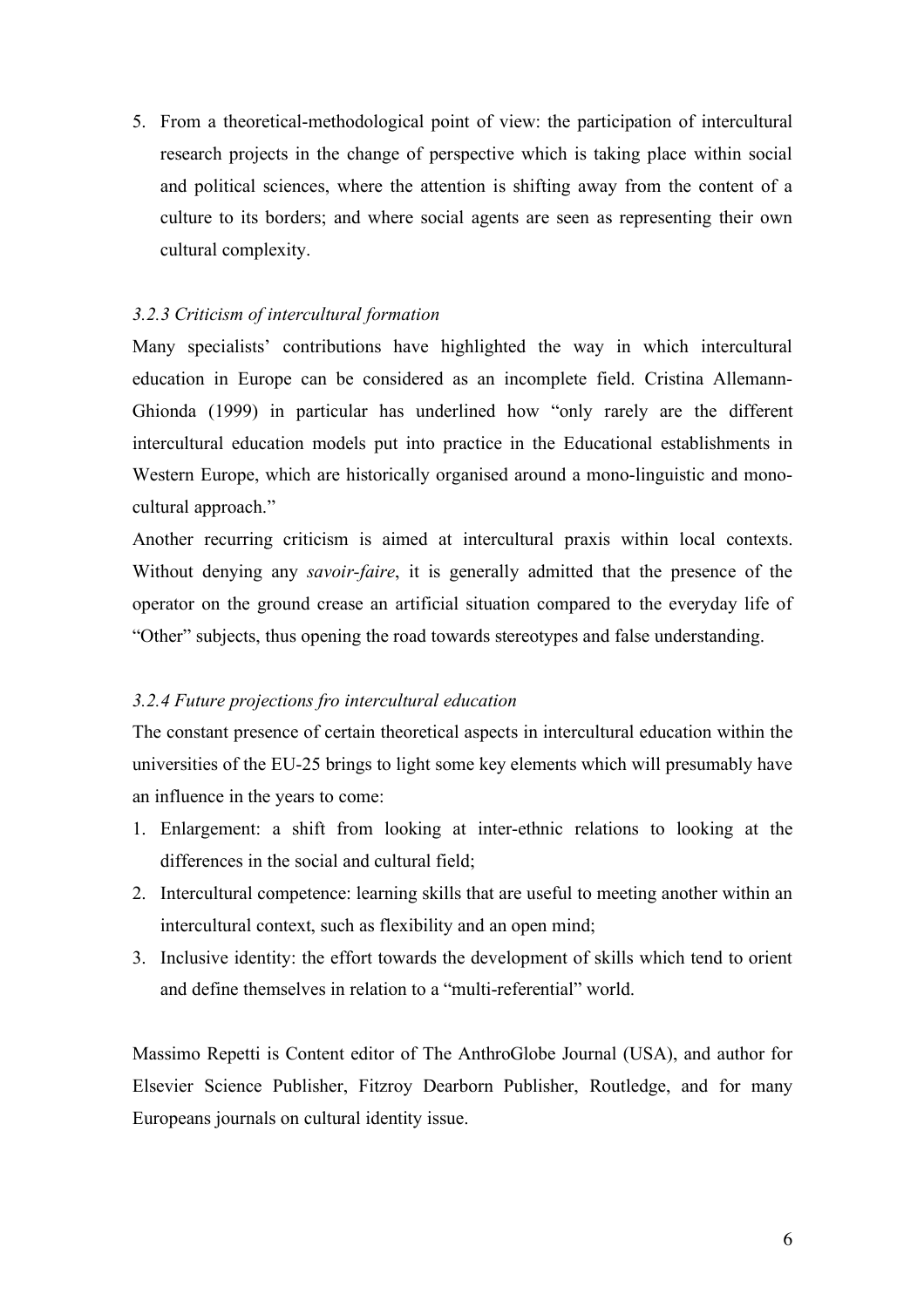5. From a theoretical-methodological point of view: the participation of intercultural research projects in the change of perspective which is taking place within social and political sciences, where the attention is shifting away from the content of a culture to its borders; and where social agents are seen as representing their own cultural complexity.

### *3.2.3 Criticism of intercultural formation*

Many specialists' contributions have highlighted the way in which intercultural education in Europe can be considered as an incomplete field. Cristina Allemann-Ghionda (1999) in particular has underlined how "only rarely are the different intercultural education models put into practice in the Educational establishments in Western Europe, which are historically organised around a mono-linguistic and mono-cultural approach."

Another recurring criticism is aimed at intercultural praxis within local contexts. Without denying any *savoir-faire*, it is generally admitted that the presence of the operator on the ground crease an artificial situation compared to the everyday life of "Other" subjects, thus opening the road towards stereotypes and false understanding.

### *3.2.4 Future projections fro intercultural education*

The constant presence of certain theoretical aspects in intercultural education within the universities of the EU-25 brings to light some key elements which will presumably have an influence in the years to come:

1. Enlargement: a shift from looking at inter-ethnic relations to looking at the differences in the social and cultural field;
2. Intercultural competence: learning skills that are useful to meeting another within an intercultural context, such as flexibility and an open mind;
3. Inclusive identity: the effort towards the development of skills which tend to orient and define themselves in relation to a "multi-referential" world.

Massimo Repetti is Content editor of The AnthroGlobe Journal (USA), and author for Elsevier Science Publisher, Fitzroy Dearborn Publisher, Routledge, and for many Europeans journals on cultural identity issue.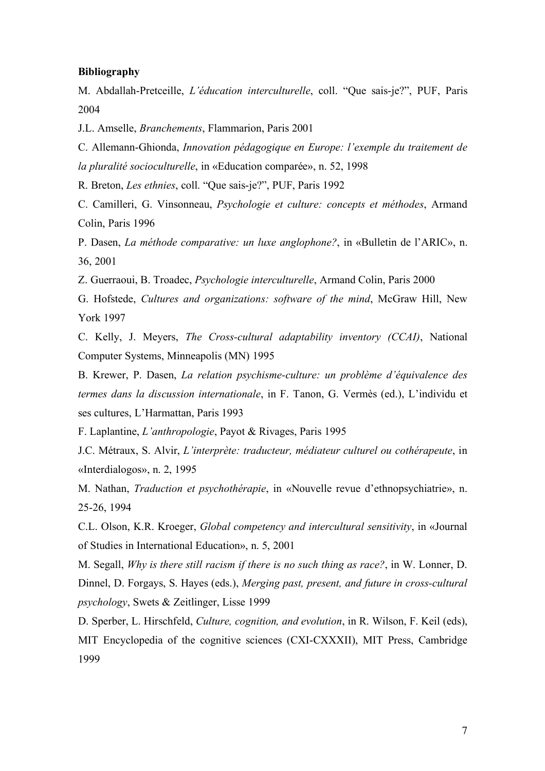**Bibliography**

M. Abdallah-Pretceille, *L'éducation interculturelle*, coll. "Que sais-je?", PUF, Paris 2004

J.L. Amselle, *Branchements*, Flammarion, Paris 2001

C. Allemann-Ghionda, *Innovation pédagogique en Europe: l'exemple du traitement de la pluralité socioculturelle*, in «Education comparée», n. 52, 1998

R. Breton, *Les ethnies*, coll. "Que sais-je?", PUF, Paris 1992

C. Camilleri, G. Vinsonneau, *Psychologie et culture: concepts et méthodes*, Armand Colin, Paris 1996

P. Dasen, *La méthode comparative: un luxe anglophone?*, in «Bulletin de l'ARIC», n. 36, 2001

Z. Guerraoui, B. Troadec, *Psychologie interculturelle*, Armand Colin, Paris 2000

G. Hofstede, *Cultures and organizations: software of the mind*, McGraw Hill, New York 1997

C. Kelly, J. Meyers, *The Cross-cultural adaptability inventory (CCAI)*, National Computer Systems, Minneapolis (MN) 1995

B. Krewer, P. Dasen, *La relation psychisme-culture: un problème d'équivalence des termes dans la discussion internationale*, in F. Tanon, G. Vermès (ed.), L'individu et ses cultures, L'Harmattan, Paris 1993

F. Laplantine, *L'anthropologie*, Payot & Rivages, Paris 1995

J.C. Métraux, S. Alvir, *L'interprète: traducteur, médiateur culturel ou cothérapeute*, in «Interdialogos», n. 2, 1995

M. Nathan, *Traduction et psychothérapie*, in «Nouvelle revue d'ethnopsychiatrie», n. 25-26, 1994

C.L. Olson, K.R. Kroeger, *Global competency and intercultural sensitivity*, in «Journal of Studies in International Education», n. 5, 2001

M. Segall, *Why is there still racism if there is no such thing as race?*, in W. Lonner, D. Dinnel, D. Forgays, S. Hayes (eds.), *Merging past, present, and future in cross-cultural psychology*, Swets & Zeitlinger, Lisse 1999

D. Sperber, L. Hirschfeld, *Culture, cognition, and evolution*, in R. Wilson, F. Keil (eds), MIT Encyclopedia of the cognitive sciences (CXI-CXXXII), MIT Press, Cambridge 1999